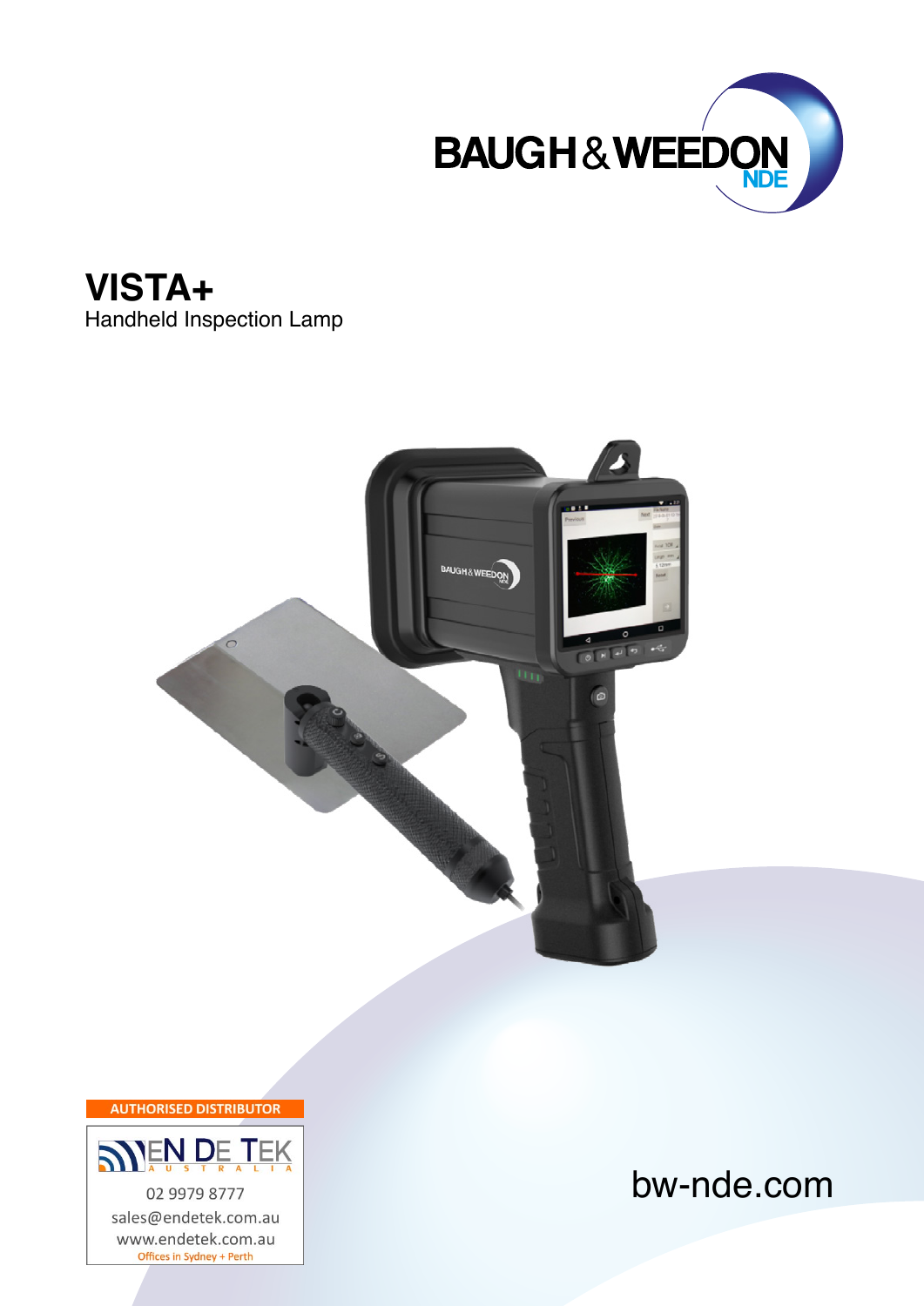BAUGH & WEEDON NDE

# VISTA+

Handheld Inspection Lamp

AUTHORISED DISTRIBUTOR

EN DE TEK AUSTRALIA

02 9979 8777

sales@endetek.com.au

www.endetek.com.au

Offices in Sydney + Perth

bw-nde.com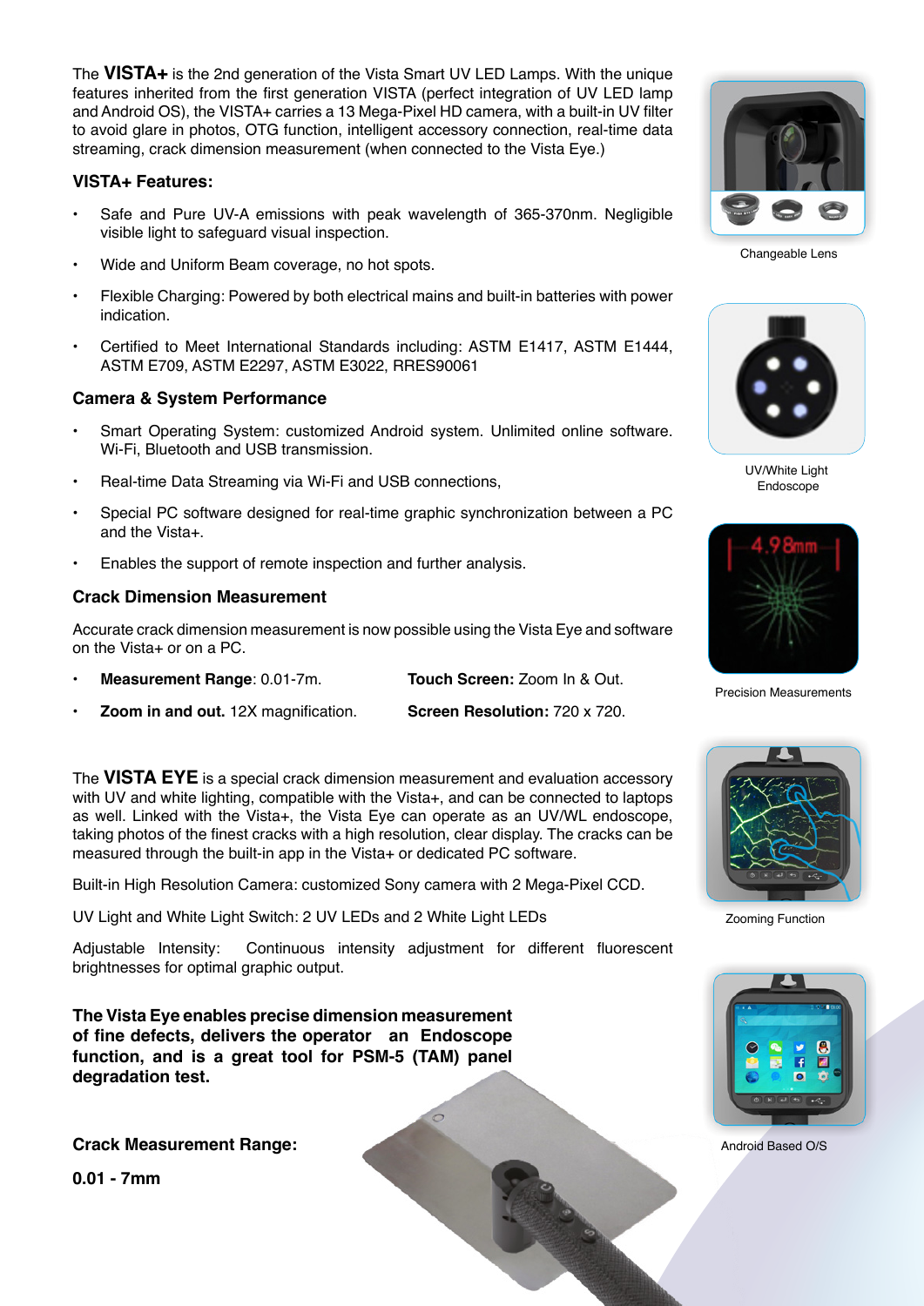The **VISTA+** is the 2nd generation of the Vista Smart UV LED Lamps. With the unique features inherited from the first generation VISTA (perfect integration of UV LED lamp and Android OS), the VISTA+ carries a 13 Mega-Pixel HD camera, with a built-in UV filter to avoid glare in photos, OTG function, intelligent accessory connection, real-time data streaming, crack dimension measurement (when connected to the Vista Eye.)

### VISTA+ Features:

- Safe and Pure UV-A emissions with peak wavelength of 365-370nm. Negligible visible light to safeguard visual inspection.
- Wide and Uniform Beam coverage, no hot spots.
- Flexible Charging: Powered by both electrical mains and built-in batteries with power indication.
- Certified to Meet International Standards including: ASTM E1417, ASTM E1444, ASTM E709, ASTM E2297, ASTM E3022, RRES90061

### Camera & System Performance

- Smart Operating System: customized Android system. Unlimited online software. Wi-Fi, Bluetooth and USB transmission.
- Real-time Data Streaming via Wi-Fi and USB connections,
- Special PC software designed for real-time graphic synchronization between a PC and the Vista+.
- Enables the support of remote inspection and further analysis.

### Crack Dimension Measurement

Accurate crack dimension measurement is now possible using the Vista Eye and software on the Vista+ or on a PC.

- **Measurement Range**: 0.01-7m.
- **Zoom in and out.** 12X magnification.

**Touch Screen:** Zoom In & Out.

**Screen Resolution:** 720 x 720.

The **VISTA EYE** is a special crack dimension measurement and evaluation accessory with UV and white lighting, compatible with the Vista+, and can be connected to laptops as well. Linked with the Vista+, the Vista Eye can operate as an UV/WL endoscope, taking photos of the finest cracks with a high resolution, clear display. The cracks can be measured through the built-in app in the Vista+ or dedicated PC software.

Built-in High Resolution Camera: customized Sony camera with 2 Mega-Pixel CCD.

UV Light and White Light Switch: 2 UV LEDs and 2 White Light LEDs

Adjustable Intensity: Continuous intensity adjustment for different fluorescent brightnesses for optimal graphic output.

**The Vista Eye enables precise dimension measurement of fine defects, delivers the operator an Endoscope function, and is a great tool for PSM-5 (TAM) panel degradation test.**

**Crack Measurement Range:**

**0.01 - 7mm**

Changeable Lens

UV/White Light Endoscope

Precision Measurements

Zooming Function

Android Based O/S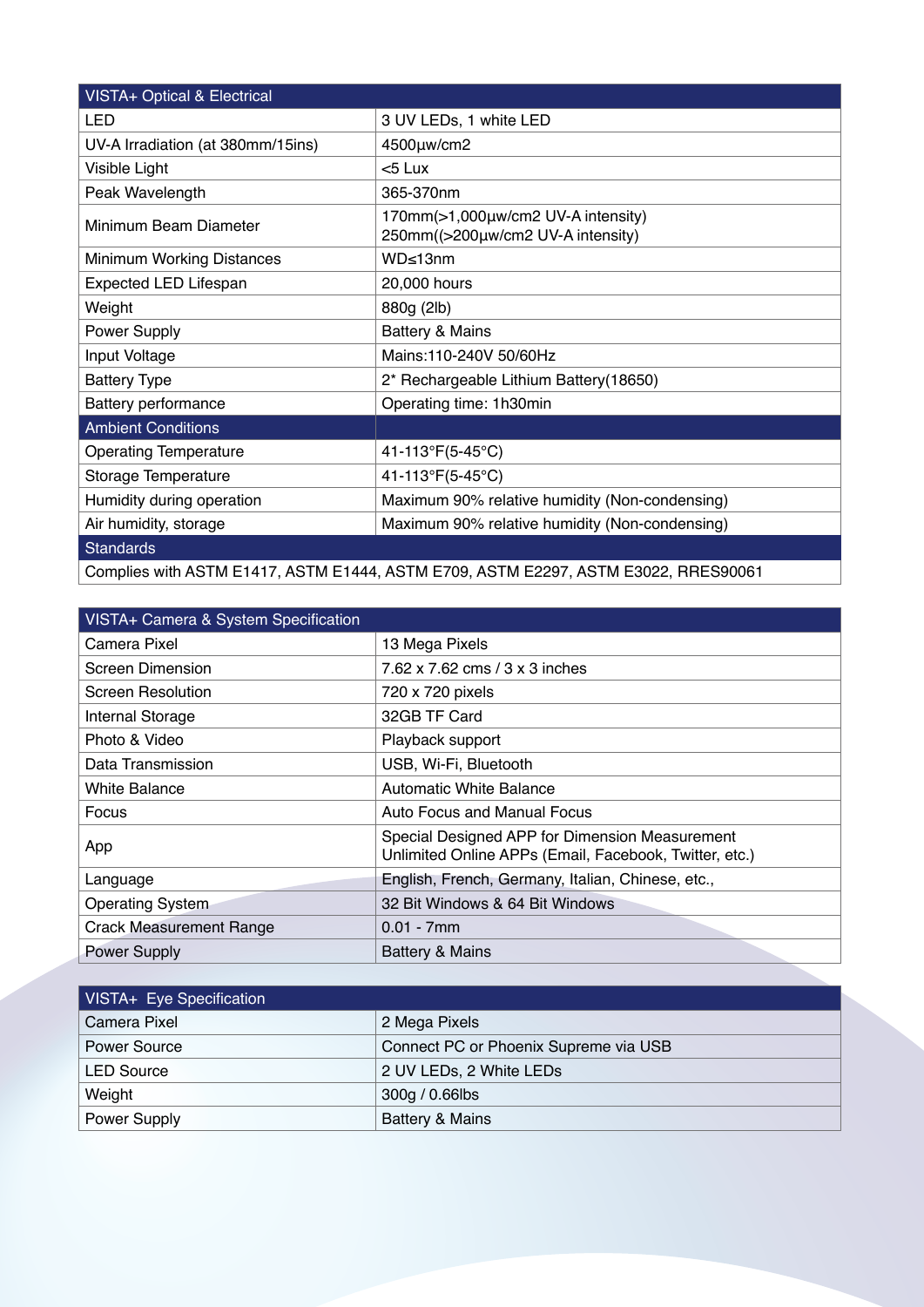| VISTA+ Optical & Electrical | |
|---|---|
| LED | 3 UV LEDs, 1 white LED |
| UV-A Irradiation (at 380mm/15ins) | 4500µw/cm2 |
| Visible Light | <5 Lux |
| Peak Wavelength | 365-370nm |
| Minimum Beam Diameter | 170mm(>1,000µw/cm2 UV-A intensity)<br>250mm((>200µw/cm2 UV-A intensity) |
| Minimum Working Distances | WD≤13nm |
| Expected LED Lifespan | 20,000 hours |
| Weight | 880g (2lb) |
| Power Supply | Battery & Mains |
| Input Voltage | Mains:110-240V 50/60Hz |
| Battery Type | 2* Rechargeable Lithium Battery(18650) |
| Battery performance | Operating time: 1h30min |
| **Ambient Conditions** | |
| Operating Temperature | 41-113°F(5-45°C) |
| Storage Temperature | 41-113°F(5-45°C) |
| Humidity during operation | Maximum 90% relative humidity (Non-condensing) |
| Air humidity, storage | Maximum 90% relative humidity (Non-condensing) |
| **Standards** | |
| Complies with ASTM E1417, ASTM E1444, ASTM E709, ASTM E2297, ASTM E3022, RRES90061 | |

| VISTA+ Camera & System Specification | |
|---|---|
| Camera Pixel | 13 Mega Pixels |
| Screen Dimension | 7.62 x 7.62 cms / 3 x 3 inches |
| Screen Resolution | 720 x 720 pixels |
| Internal Storage | 32GB TF Card |
| Photo & Video | Playback support |
| Data Transmission | USB, Wi-Fi, Bluetooth |
| White Balance | Automatic White Balance |
| Focus | Auto Focus and Manual Focus |
| App | Special Designed APP for Dimension Measurement<br>Unlimited Online APPs (Email, Facebook, Twitter, etc.) |
| Language | English, French, Germany, Italian, Chinese, etc., |
| Operating System | 32 Bit Windows & 64 Bit Windows |
| Crack Measurement Range | 0.01 - 7mm |
| Power Supply | Battery & Mains |

| VISTA+ Eye Specification | |
|---|---|
| Camera Pixel | 2 Mega Pixels |
| Power Source | Connect PC or Phoenix Supreme via USB |
| LED Source | 2 UV LEDs, 2 White LEDs |
| Weight | 300g / 0.66lbs |
| Power Supply | Battery & Mains |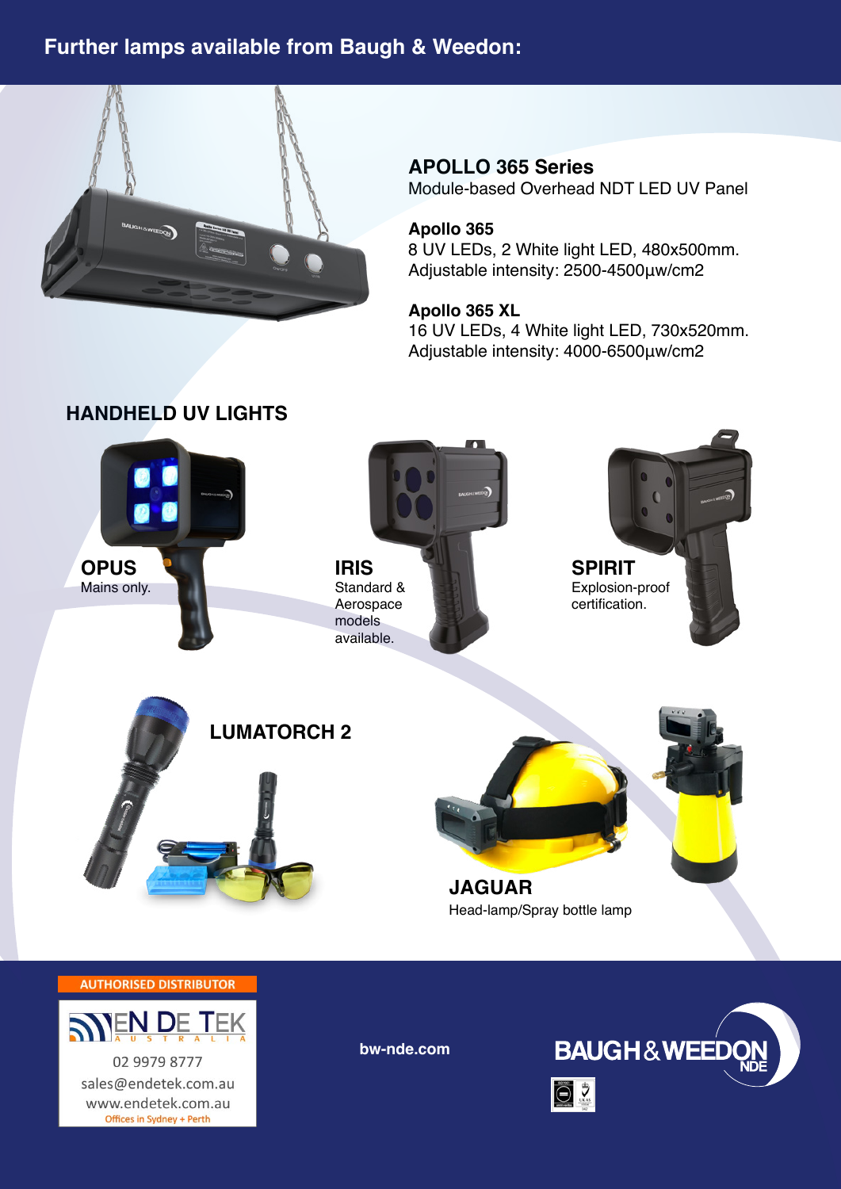## Further lamps available from Baugh & Weedon:

### APOLLO 365 Series
Module-based Overhead NDT LED UV Panel

**Apollo 365**
8 UV LEDs, 2 White light LED, 480x500mm.
Adjustable intensity: 2500-4500µw/cm2

**Apollo 365 XL**
16 UV LEDs, 4 White light LED, 730x520mm.
Adjustable intensity: 4000-6500µw/cm2

### HANDHELD UV LIGHTS

**OPUS**
Mains only.

**IRIS**
Standard & Aerospace models available.

**SPIRIT**
Explosion-proof certification.

**LUMATORCH 2**

**JAGUAR**
Head-lamp/Spray bottle lamp

AUTHORISED DISTRIBUTOR

EN DE TEK AUSTRALIA
02 9979 8777
sales@endetek.com.au
www.endetek.com.au
Offices in Sydney + Perth

bw-nde.com

BAUGH & WEEDON NDE